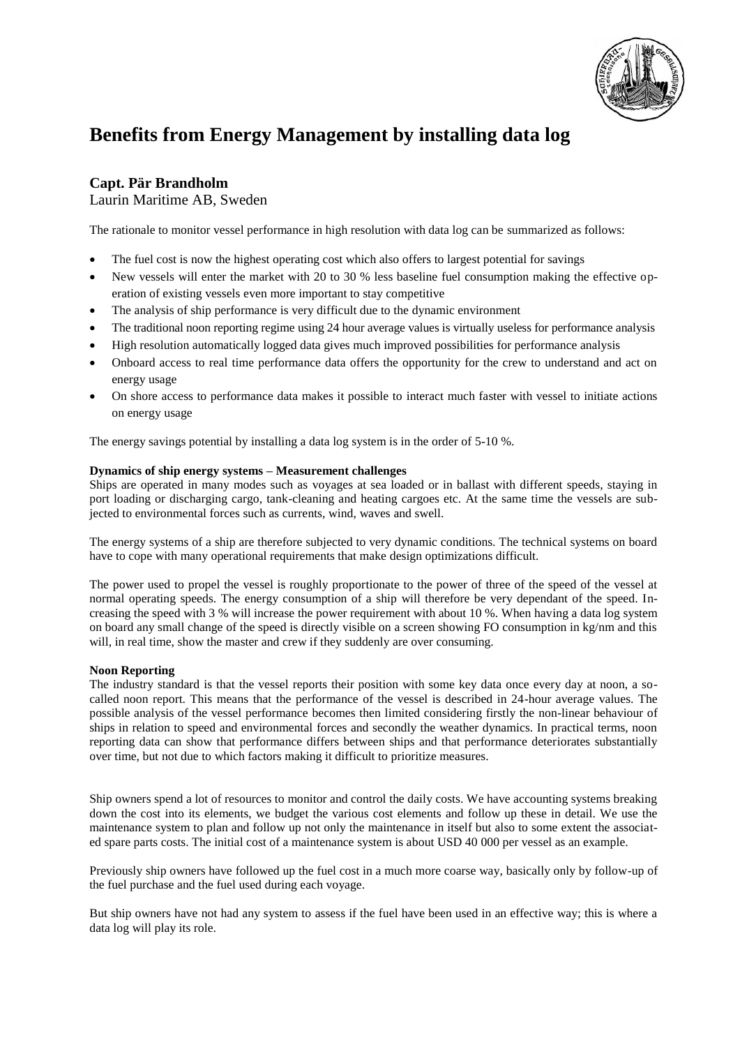# Benefits from Energy Management by installing data log

## Capt. Pär Brandholm

Laurin Maritime AB, Sweden

The rationale to monitor vessel performance in high resolution with data log can be summarized as follows:

- The fuel cost is now the highest operating cost which also offers to largest potential for savings
- New vessels will enter the market with 20 to 30 % less baseline fuel consumption making the effective operation of existing vessels even more important to stay competitive
- The analysis of ship performance is very difficult due to the dynamic environment
- The traditional noon reporting regime using 24 hour average values is virtually useless for performance analysis
- High resolution automatically logged data gives much improved possibilities for performance analysis
- Onboard access to real time performance data offers the opportunity for the crew to understand and act on energy usage
- On shore access to performance data makes it possible to interact much faster with vessel to initiate actions on energy usage

The energy savings potential by installing a data log system is in the order of 5-10 %.

**Dynamics of ship energy systems – Measurement challenges**

Ships are operated in many modes such as voyages at sea loaded or in ballast with different speeds, staying in port loading or discharging cargo, tank-cleaning and heating cargoes etc. At the same time the vessels are subjected to environmental forces such as currents, wind, waves and swell.

The energy systems of a ship are therefore subjected to very dynamic conditions. The technical systems on board have to cope with many operational requirements that make design optimizations difficult.

The power used to propel the vessel is roughly proportionate to the power of three of the speed of the vessel at normal operating speeds. The energy consumption of a ship will therefore be very dependant of the speed. Increasing the speed with 3 % will increase the power requirement with about 10 %. When having a data log system on board any small change of the speed is directly visible on a screen showing FO consumption in kg/nm and this will, in real time, show the master and crew if they suddenly are over consuming.

**Noon Reporting**

The industry standard is that the vessel reports their position with some key data once every day at noon, a so-called noon report. This means that the performance of the vessel is described in 24-hour average values. The possible analysis of the vessel performance becomes then limited considering firstly the non-linear behaviour of ships in relation to speed and environmental forces and secondly the weather dynamics. In practical terms, noon reporting data can show that performance differs between ships and that performance deteriorates substantially over time, but not due to which factors making it difficult to prioritize measures.

Ship owners spend a lot of resources to monitor and control the daily costs. We have accounting systems breaking down the cost into its elements, we budget the various cost elements and follow up these in detail. We use the maintenance system to plan and follow up not only the maintenance in itself but also to some extent the associated spare parts costs. The initial cost of a maintenance system is about USD 40 000 per vessel as an example.

Previously ship owners have followed up the fuel cost in a much more coarse way, basically only by follow-up of the fuel purchase and the fuel used during each voyage.

But ship owners have not had any system to assess if the fuel have been used in an effective way; this is where a data log will play its role.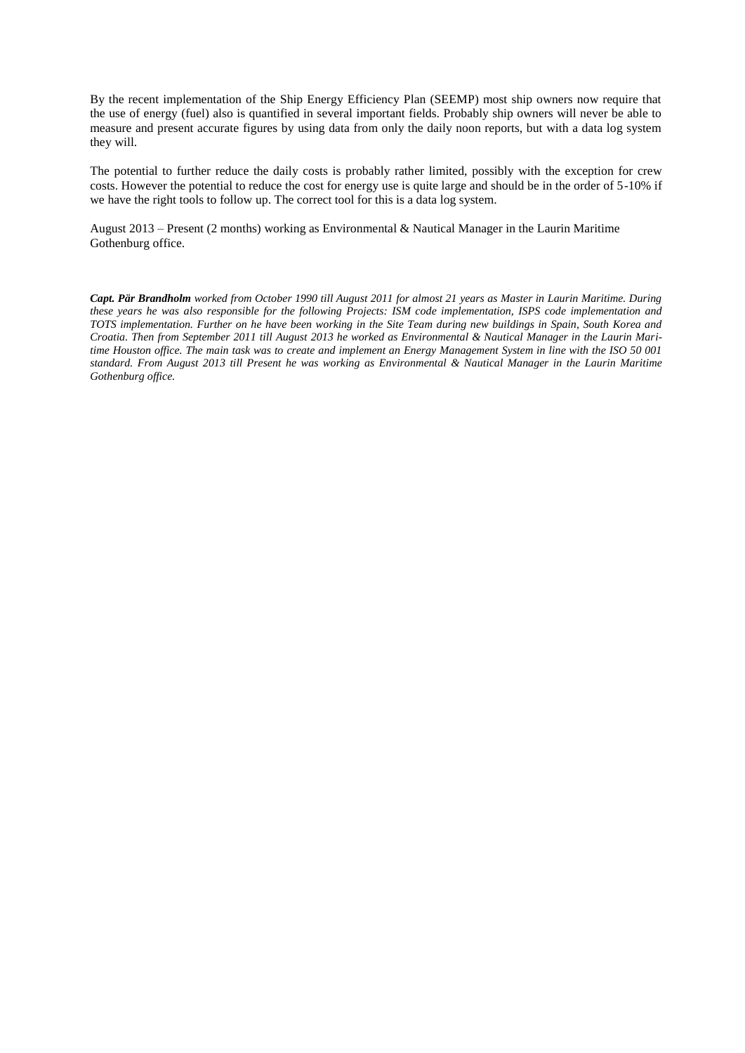By the recent implementation of the Ship Energy Efficiency Plan (SEEMP) most ship owners now require that the use of energy (fuel) also is quantified in several important fields. Probably ship owners will never be able to measure and present accurate figures by using data from only the daily noon reports, but with a data log system they will.

The potential to further reduce the daily costs is probably rather limited, possibly with the exception for crew costs. However the potential to reduce the cost for energy use is quite large and should be in the order of 5-10% if we have the right tools to follow up. The correct tool for this is a data log system.

August 2013 – Present (2 months) working as Environmental & Nautical Manager in the Laurin Maritime Gothenburg office.

***Capt. Pär Brandholm*** *worked from October 1990 till August 2011 for almost 21 years as Master in Laurin Maritime. During these years he was also responsible for the following Projects: ISM code implementation, ISPS code implementation and TOTS implementation. Further on he have been working in the Site Team during new buildings in Spain, South Korea and Croatia. Then from September 2011 till August 2013 he worked as Environmental & Nautical Manager in the Laurin Maritime Houston office. The main task was to create and implement an Energy Management System in line with the ISO 50 001 standard. From August 2013 till Present he was working as Environmental & Nautical Manager in the Laurin Maritime Gothenburg office.*